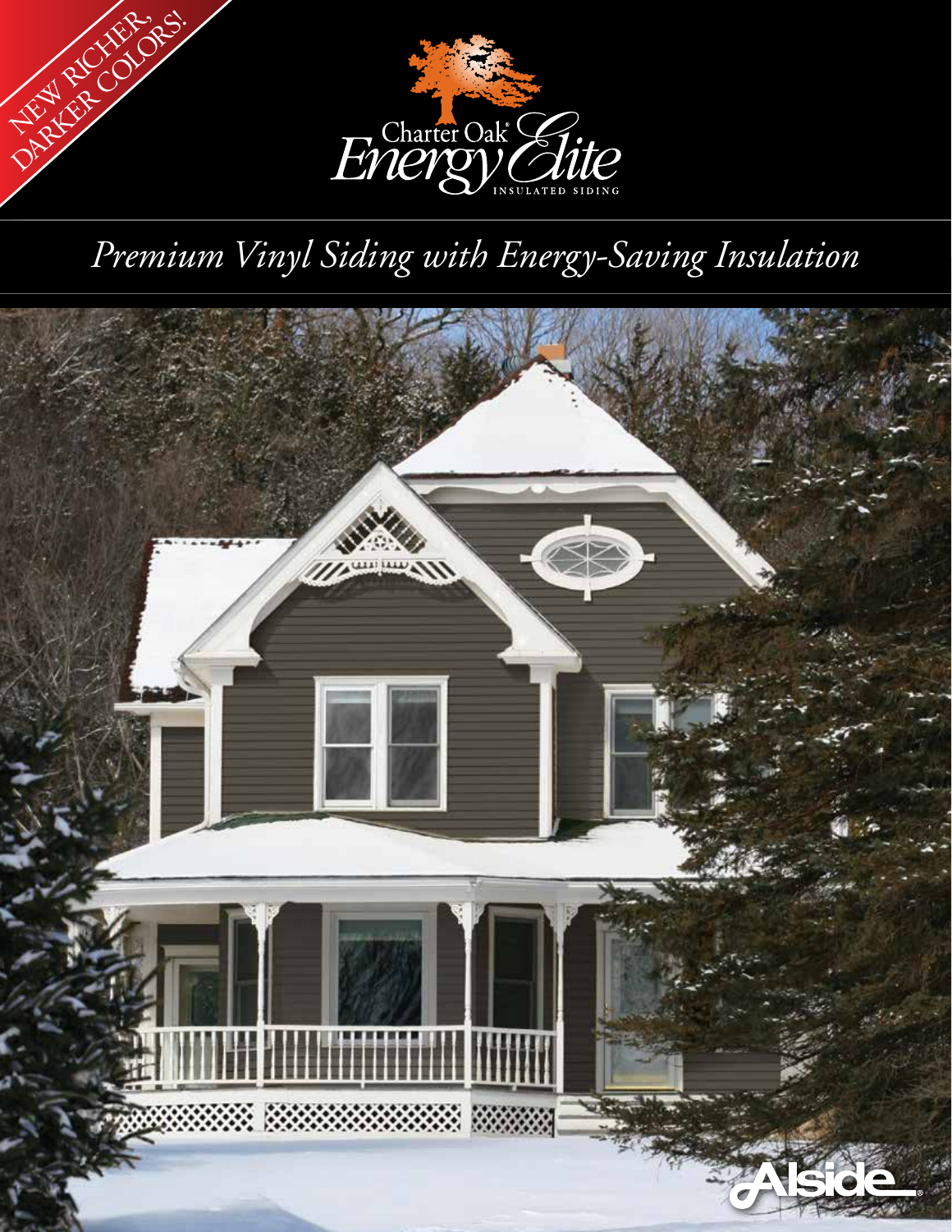NEW RICHER, DARKER COLORS!

# Charter Oak® Energy Elite

INSULATED SIDING

*Premium Vinyl Siding with Energy-Saving Insulation*

Alside®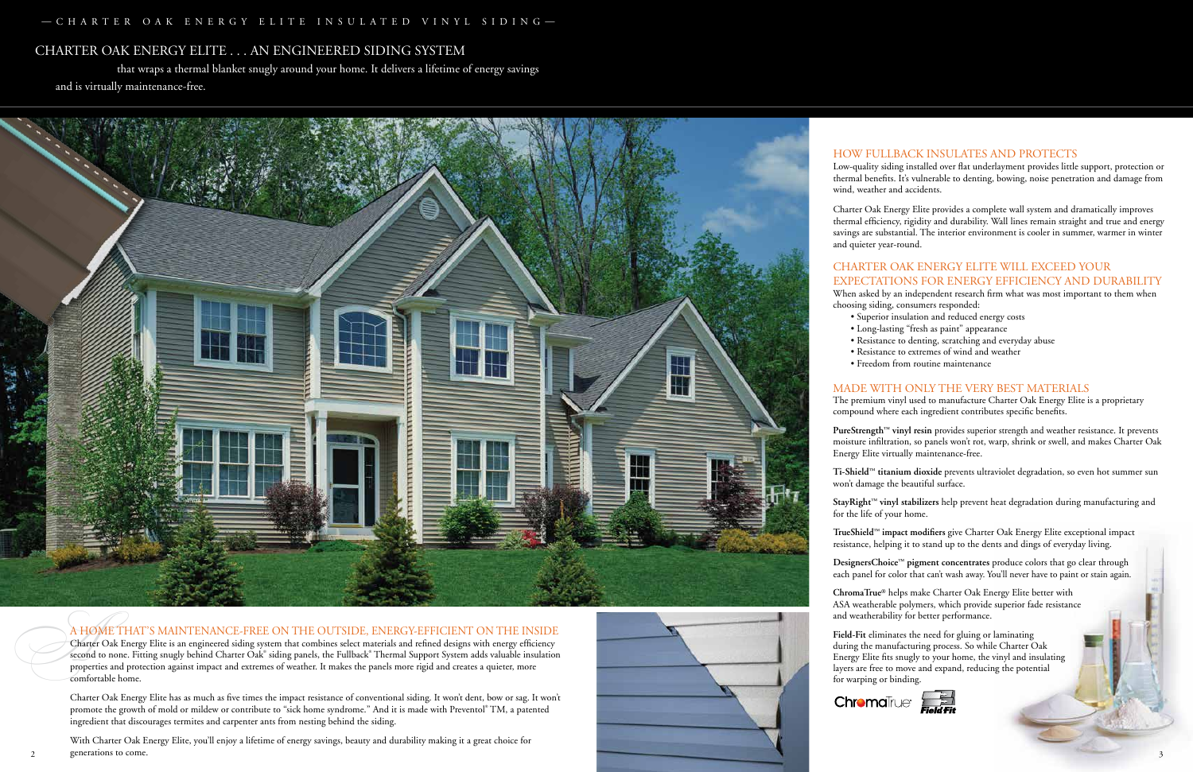# CHARTER OAK ENERGY ELITE . . . AN ENGINEERED SIDING SYSTEM

that wraps a thermal blanket snugly around your home. It delivers a lifetime of energy savings and is virtually maintenance-free.

## A HOME THAT'S MAINTENANCE-FREE ON THE OUTSIDE, ENERGY-EFFICIENT ON THE INSIDE

Charter Oak Energy Elite is an engineered siding system that combines select materials and refined designs with energy efficiency second to none. Fitting snugly behind Charter Oak® siding panels, the Fullback® Thermal Support System adds valuable insulation properties and protection against impact and extremes of weather. It makes the panels more rigid and creates a quieter, more comfortable home.

Charter Oak Energy Elite has as much as five times the impact resistance of conventional siding. It won't dent, bow or sag. It won't promote the growth of mold or mildew or contribute to "sick home syndrome." And it is made with Preventol® TM, a patented ingredient that discourages termites and carpenter ants from nesting behind the siding.

With Charter Oak Energy Elite, you'll enjoy a lifetime of energy savings, beauty and durability making it a great choice for generations to come.

## HOW FULLBACK INSULATES AND PROTECTS

Low-quality siding installed over flat underlayment provides little support, protection or thermal benefits. It's vulnerable to denting, bowing, noise penetration and damage from wind, weather and accidents.

Charter Oak Energy Elite provides a complete wall system and dramatically improves thermal efficiency, rigidity and durability. Wall lines remain straight and true and energy savings are substantial. The interior environment is cooler in summer, warmer in winter and quieter year-round.

## CHARTER OAK ENERGY ELITE WILL EXCEED YOUR EXPECTATIONS FOR ENERGY EFFICIENCY AND DURABILITY

When asked by an independent research firm what was most important to them when choosing siding, consumers responded:

- Superior insulation and reduced energy costs
- Long-lasting "fresh as paint" appearance
- Resistance to denting, scratching and everyday abuse
- Resistance to extremes of wind and weather
- Freedom from routine maintenance

## MADE WITH ONLY THE VERY BEST MATERIALS

The premium vinyl used to manufacture Charter Oak Energy Elite is a proprietary compound where each ingredient contributes specific benefits.

**PureStrength™ vinyl resin** provides superior strength and weather resistance. It prevents moisture infiltration, so panels won't rot, warp, shrink or swell, and makes Charter Oak Energy Elite virtually maintenance-free.

**Ti-Shield™ titanium dioxide** prevents ultraviolet degradation, so even hot summer sun won't damage the beautiful surface.

**StayRight™ vinyl stabilizers** help prevent heat degradation during manufacturing and for the life of your home.

**TrueShield™ impact modifiers** give Charter Oak Energy Elite exceptional impact resistance, helping it to stand up to the dents and dings of everyday living.

**DesignersChoice™ pigment concentrates** produce colors that go clear through each panel for color that can't wash away. You'll never have to paint or stain again.

**ChromaTrue®** helps make Charter Oak Energy Elite better with ASA weatherable polymers, which provide superior fade resistance and weatherability for better performance.

**Field-Fit** eliminates the need for gluing or laminating during the manufacturing process. So while Charter Oak Energy Elite fits snugly to your home, the vinyl and insulating layers are free to move and expand, reducing the potential for warping or binding.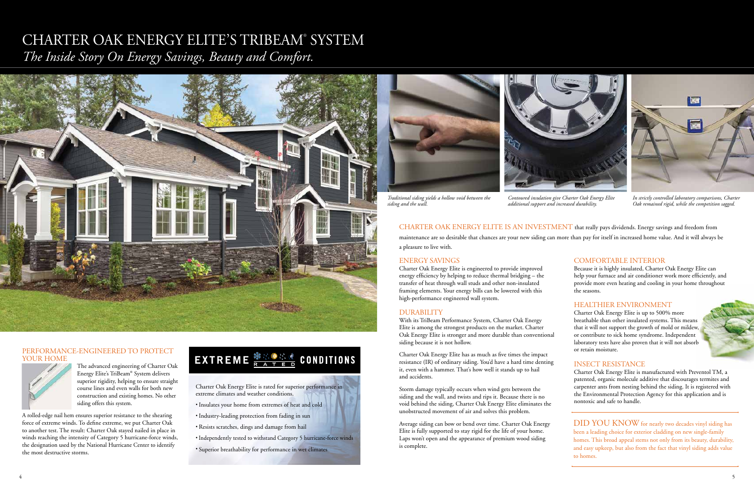# CHARTER OAK ENERGY ELITE'S TRIBEAM® SYSTEM

*The Inside Story On Energy Savings, Beauty and Comfort.*

*Traditional siding yields a hollow void between the siding and the wall.*

*Contoured insulation give Charter Oak Energy Elite additional support and increased durability.*

*In strictly controlled laboratory comparisons, Charter Oak remained rigid, while the competition sagged.*

## PERFORMANCE-ENGINEERED TO PROTECT YOUR HOME

The advanced engineering of Charter Oak Energy Elite's TriBeam® System delivers superior rigidity, helping to ensure straight course lines and even walls for both new construction and existing homes. No other siding offers this system.

A rolled-edge nail hem ensures superior resistance to the shearing force of extreme winds. To define extreme, we put Charter Oak to another test. The result: Charter Oak stayed nailed in place in winds reaching the intensity of Category 5 hurricane-force winds, the designation used by the National Hurricane Center to identify the most destructive storms.

## EXTREME RATED CONDITIONS

Charter Oak Energy Elite is rated for superior performance in extreme climates and weather conditions.

- Insulates your home from extremes of heat and cold
- Industry-leading protection from fading in sun
- Resists scratches, dings and damage from hail
- Independently tested to withstand Category 5 hurricane-force winds
- Superior breathability for performance in wet climates

CHARTER OAK ENERGY ELITE IS AN INVESTMENT that really pays dividends. Energy savings and freedom from maintenance are so desirable that chances are your new siding can more than pay for itself in increased home value. And it will always be a pleasure to live with.

## ENERGY SAVINGS

Charter Oak Energy Elite is engineered to provide improved energy efficiency by helping to reduce thermal bridging – the transfer of heat through wall studs and other non-insulated framing elements. Your energy bills can be lowered with this high-performance engineered wall system.

## DURABILITY

With its TriBeam Performance System, Charter Oak Energy Elite is among the strongest products on the market. Charter Oak Energy Elite is stronger and more durable than conventional siding because it is not hollow.

Charter Oak Energy Elite has as much as five times the impact resistance (IR) of ordinary siding. You'd have a hard time denting it, even with a hammer. That's how well it stands up to hail and accidents.

Storm damage typically occurs when wind gets between the siding and the wall, and twists and rips it. Because there is no void behind the siding, Charter Oak Energy Elite eliminates the unobstructed movement of air and solves this problem.

Average siding can bow or bend over time. Charter Oak Energy Elite is fully supported to stay rigid for the life of your home. Laps won't open and the appearance of premium wood siding is complete.

## COMFORTABLE INTERIOR

Because it is highly insulated, Charter Oak Energy Elite can help your furnace and air conditioner work more efficiently, and provide more even heating and cooling in your home throughout the seasons.

## HEALTHIER ENVIRONMENT

Charter Oak Energy Elite is up to 500% more breathable than other insulated systems. This means that it will not support the growth of mold or mildew, or contribute to sick home syndrome. Independent laboratory tests have also proven that it will not absorb or retain moisture.

## INSECT RESISTANCE

Charter Oak Energy Elite is manufactured with Preventol TM, a patented, organic molecule additive that discourages termites and carpenter ants from nesting behind the siding. It is registered with the Environmental Protection Agency for this application and is nontoxic and safe to handle.

DID YOU KNOW for nearly two decades vinyl siding has been a leading choice for exterior cladding on new single-family homes. This broad appeal stems not only from its beauty, durability, and easy upkeep, but also from the fact that vinyl siding adds value to homes.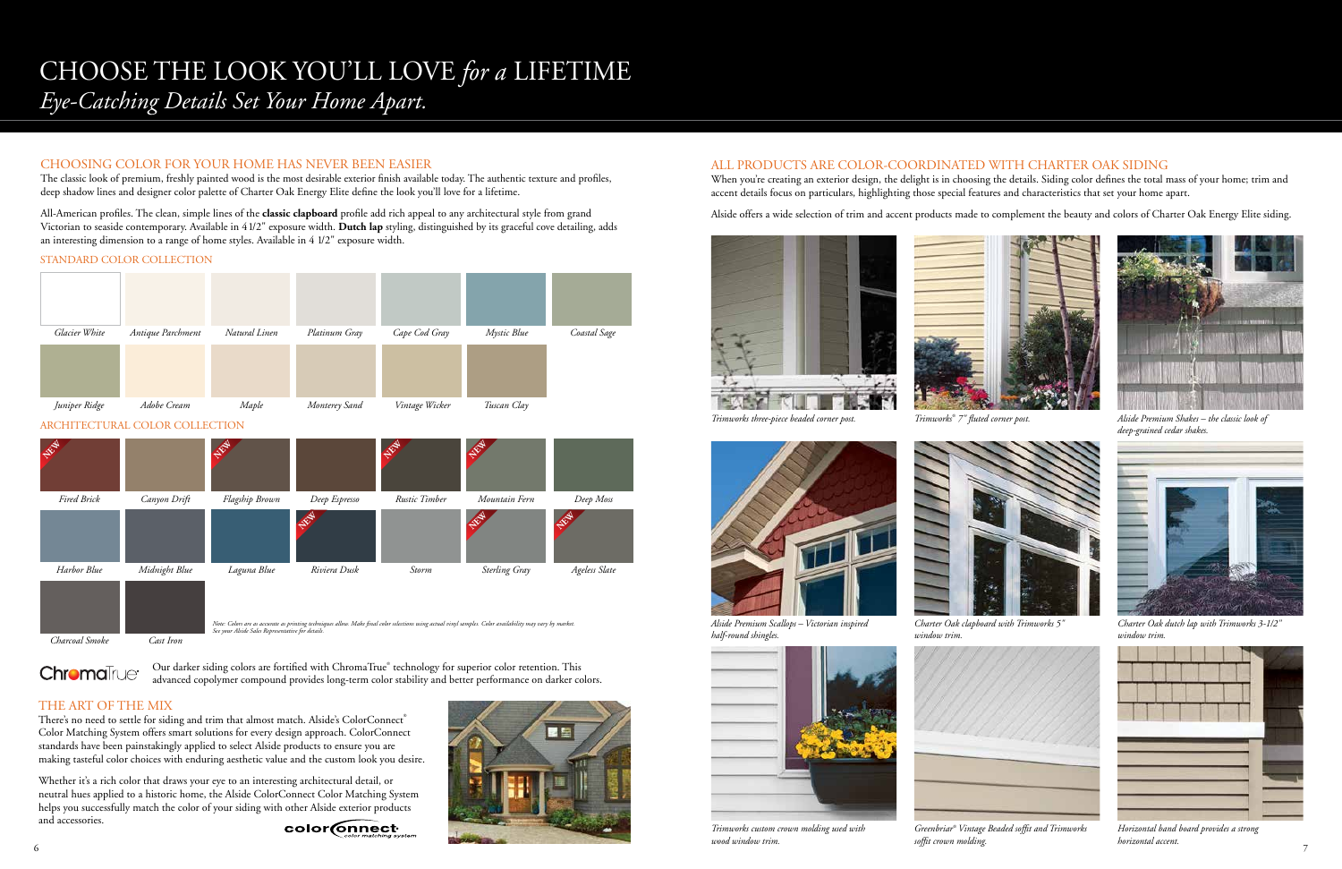# CHOOSE THE LOOK YOU'LL LOVE *for a* LIFETIME

*Eye-Catching Details Set Your Home Apart.*

## CHOOSING COLOR FOR YOUR HOME HAS NEVER BEEN EASIER

The classic look of premium, freshly painted wood is the most desirable exterior finish available today. The authentic texture and profiles, deep shadow lines and designer color palette of Charter Oak Energy Elite define the look you'll love for a lifetime.

All-American profiles. The clean, simple lines of the **classic clapboard** profile add rich appeal to any architectural style from grand Victorian to seaside contemporary. Available in 4 1/2" exposure width. **Dutch lap** styling, distinguished by its graceful cove detailing, adds an interesting dimension to a range of home styles. Available in 4 1/2" exposure width.

### STANDARD COLOR COLLECTION

*Glacier White*, *Antique Parchment*, *Natural Linen*, *Platinum Gray*, *Cape Cod Gray*, *Mystic Blue*, *Coastal Sage*, *Juniper Ridge*, *Adobe Cream*, *Maple*, *Monterey Sand*, *Vintage Wicker*, *Tuscan Clay*

### ARCHITECTURAL COLOR COLLECTION

*Fired Brick* (NEW), *Canyon Drift*, *Flagship Brown* (NEW), *Deep Espresso*, *Rustic Timber* (NEW), *Mountain Fern* (NEW), *Deep Moss*, *Harbor Blue*, *Midnight Blue*, *Laguna Blue*, *Riviera Dusk* (NEW), *Storm*, *Sterling Gray* (NEW), *Ageless Slate* (NEW), *Charcoal Smoke*, *Cast Iron*

*Note: Colors are as accurate as printing techniques allow. Make final color selections using actual vinyl samples. Color availability may vary by market. See your Alside Sales Representative for details.*

ChromaTrue®

Our darker siding colors are fortified with ChromaTrue® technology for superior color retention. This advanced copolymer compound provides long-term color stability and better performance on darker colors.

## THE ART OF THE MIX

There's no need to settle for siding and trim that almost match. Alside's ColorConnect® Color Matching System offers smart solutions for every design approach. ColorConnect standards have been painstakingly applied to select Alside products to ensure you are making tasteful color choices with enduring aesthetic value and the custom look you desire.

Whether it's a rich color that draws your eye to an interesting architectural detail, or neutral hues applied to a historic home, the Alside ColorConnect Color Matching System helps you successfully match the color of your siding with other Alside exterior products and accessories.

colorconnect® color matching system

## ALL PRODUCTS ARE COLOR-COORDINATED WITH CHARTER OAK SIDING

When you're creating an exterior design, the delight is in choosing the details. Siding color defines the total mass of your home; trim and accent details focus on particulars, highlighting those special features and characteristics that set your home apart.

Alside offers a wide selection of trim and accent products made to complement the beauty and colors of Charter Oak Energy Elite siding.

*Trimworks three-piece beaded corner post.*

*Trimworks® 7" fluted corner post.*

*Alside Premium Shakes – the classic look of deep-grained cedar shakes.*

*Alside Premium Scallops – Victorian inspired half-round shingles.*

*Charter Oak clapboard with Trimworks 5" window trim.*

*Charter Oak dutch lap with Trimworks 3-1/2" window trim.*

*Trimworks custom crown molding used with wood window trim.*

*Greenbriar® Vintage Beaded soffit and Trimworks soffit crown molding.*

*Horizontal band board provides a strong horizontal accent.*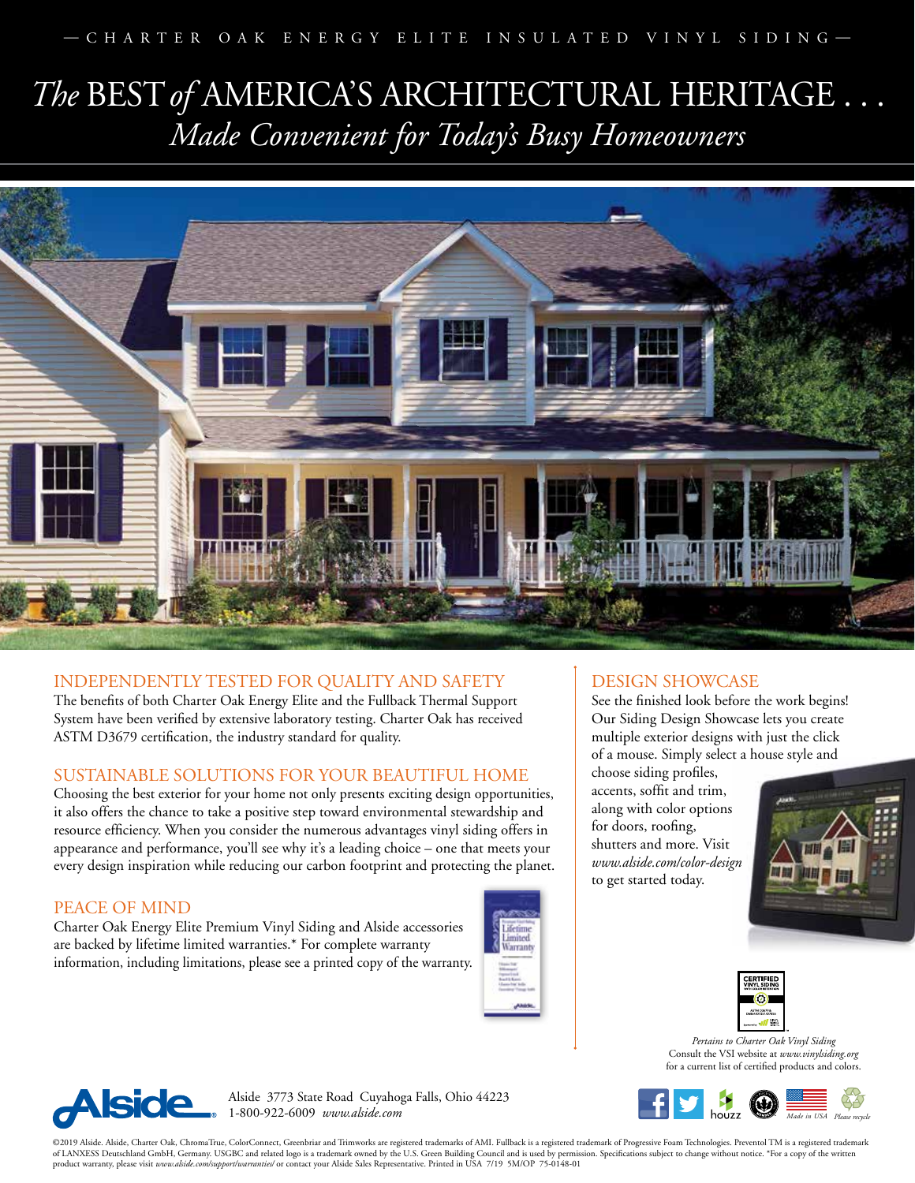— CHARTER OAK ENERGY ELITE INSULATED VINYL SIDING —

# *The* BEST *of* AMERICA'S ARCHITECTURAL HERITAGE . . . *Made Convenient for Today's Busy Homeowners*

## INDEPENDENTLY TESTED FOR QUALITY AND SAFETY

The benefits of both Charter Oak Energy Elite and the Fullback Thermal Support System have been verified by extensive laboratory testing. Charter Oak has received ASTM D3679 certification, the industry standard for quality.

## SUSTAINABLE SOLUTIONS FOR YOUR BEAUTIFUL HOME

Choosing the best exterior for your home not only presents exciting design opportunities, it also offers the chance to take a positive step toward environmental stewardship and resource efficiency. When you consider the numerous advantages vinyl siding offers in appearance and performance, you'll see why it's a leading choice – one that meets your every design inspiration while reducing our carbon footprint and protecting the planet.

## PEACE OF MIND

Charter Oak Energy Elite Premium Vinyl Siding and Alside accessories are backed by lifetime limited warranties.* For complete warranty information, including limitations, please see a printed copy of the warranty.

## DESIGN SHOWCASE

See the finished look before the work begins! Our Siding Design Showcase lets you create multiple exterior designs with just the click of a mouse. Simply select a house style and choose siding profiles, accents, soffit and trim, along with color options for doors, roofing, shutters and more. Visit *www.alside.com/color-design* to get started today.

*Pertains to Charter Oak Vinyl Siding*
Consult the VSI website at *www.vinylsiding.org* for a current list of certified products and colors.

Alside 3773 State Road Cuyahoga Falls, Ohio 44223
1-800-922-6009 *www.alside.com*

*Made in USA* *Please recycle*

©2019 Alside. Alside, Charter Oak, ChromaTrue, ColorConnect, Greenbriar and Trimworks are registered trademarks of AMI. Fullback is a registered trademark of Progressive Foam Technologies. Preventol TM is a registered trademark of LANXESS Deutschland GmbH, Germany. USGBC and related logo is a trademark owned by the U.S. Green Building Council and is used by permission. Specifications subject to change without notice. *For a copy of the written product warranty, please visit *www.alside.com/support/warranties/* or contact your Alside Sales Representative. Printed in USA 7/19 5M/OP 75-0148-01